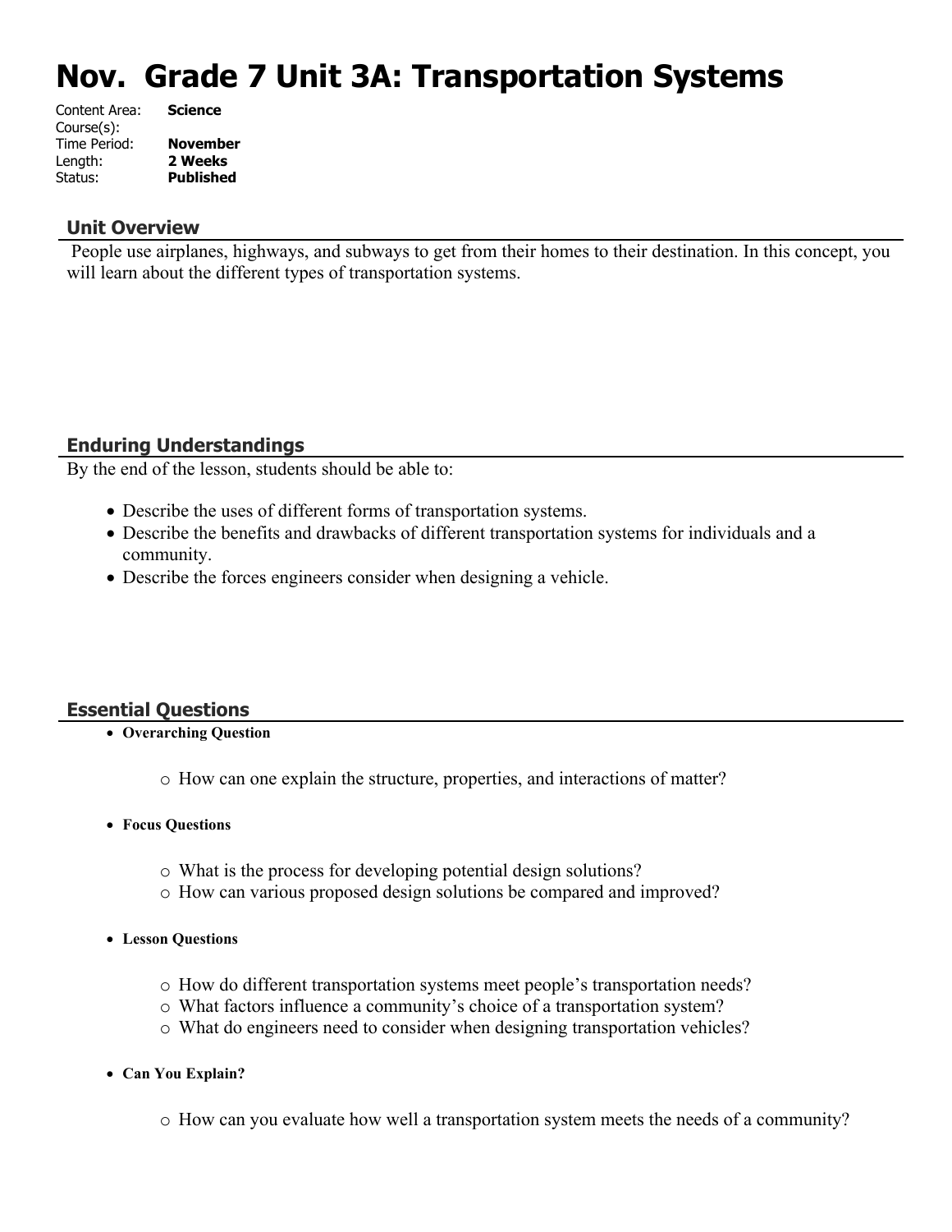# Nov. Grade 7 Unit 3A: Transportation Systems

Content Area: **Science**
Course(s):
Time Period: **November**
Length: **2 Weeks**
Status: **Published**

## Unit Overview

People use airplanes, highways, and subways to get from their homes to their destination. In this concept, you will learn about the different types of transportation systems.

## Enduring Understandings

By the end of the lesson, students should be able to:

- Describe the uses of different forms of transportation systems.
- Describe the benefits and drawbacks of different transportation systems for individuals and a community.
- Describe the forces engineers consider when designing a vehicle.

## Essential Questions

- **Overarching Question**
  - How can one explain the structure, properties, and interactions of matter?
- **Focus Questions**
  - What is the process for developing potential design solutions?
  - How can various proposed design solutions be compared and improved?
- **Lesson Questions**
  - How do different transportation systems meet people's transportation needs?
  - What factors influence a community's choice of a transportation system?
  - What do engineers need to consider when designing transportation vehicles?
- **Can You Explain?**
  - How can you evaluate how well a transportation system meets the needs of a community?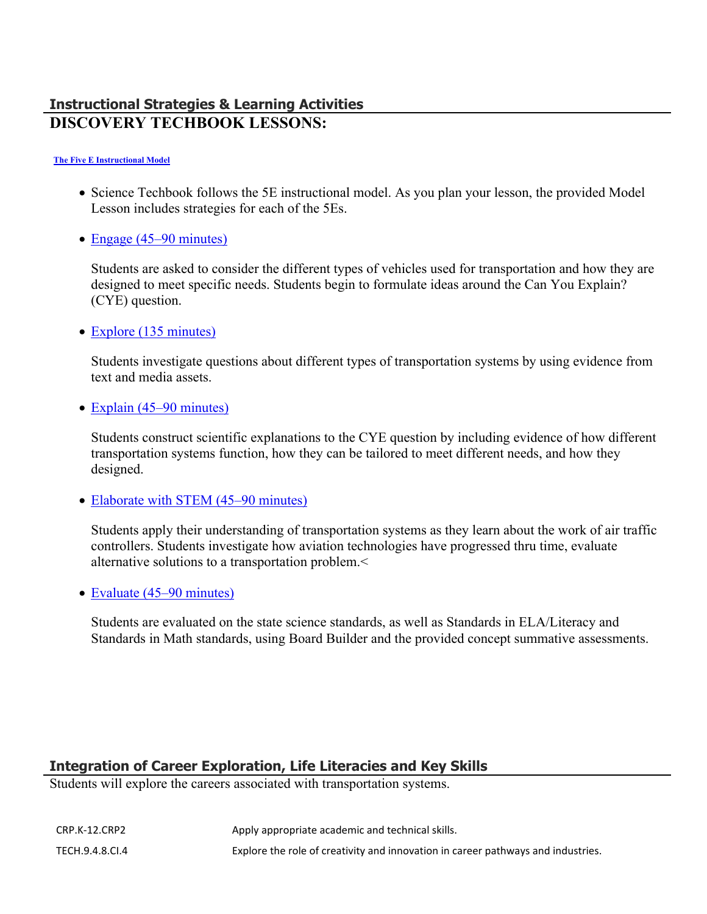## Instructional Strategies & Learning Activities

# DISCOVERY TECHBOOK LESSONS:

**The Five E Instructional Model**

- Science Techbook follows the 5E instructional model. As you plan your lesson, the provided Model Lesson includes strategies for each of the 5Es.
- Engage (45–90 minutes)

  Students are asked to consider the different types of vehicles used for transportation and how they are designed to meet specific needs. Students begin to formulate ideas around the Can You Explain? (CYE) question.

- Explore (135 minutes)

  Students investigate questions about different types of transportation systems by using evidence from text and media assets.

- Explain (45–90 minutes)

  Students construct scientific explanations to the CYE question by including evidence of how different transportation systems function, how they can be tailored to meet different needs, and how they designed.

- Elaborate with STEM (45–90 minutes)

  Students apply their understanding of transportation systems as they learn about the work of air traffic controllers. Students investigate how aviation technologies have progressed thru time, evaluate alternative solutions to a transportation problem.<

- Evaluate (45–90 minutes)

  Students are evaluated on the state science standards, as well as Standards in ELA/Literacy and Standards in Math standards, using Board Builder and the provided concept summative assessments.

## Integration of Career Exploration, Life Literacies and Key Skills

Students will explore the careers associated with transportation systems.

| | |
|---|---|
| CRP.K-12.CRP2 | Apply appropriate academic and technical skills. |
| TECH.9.4.8.CI.4 | Explore the role of creativity and innovation in career pathways and industries. |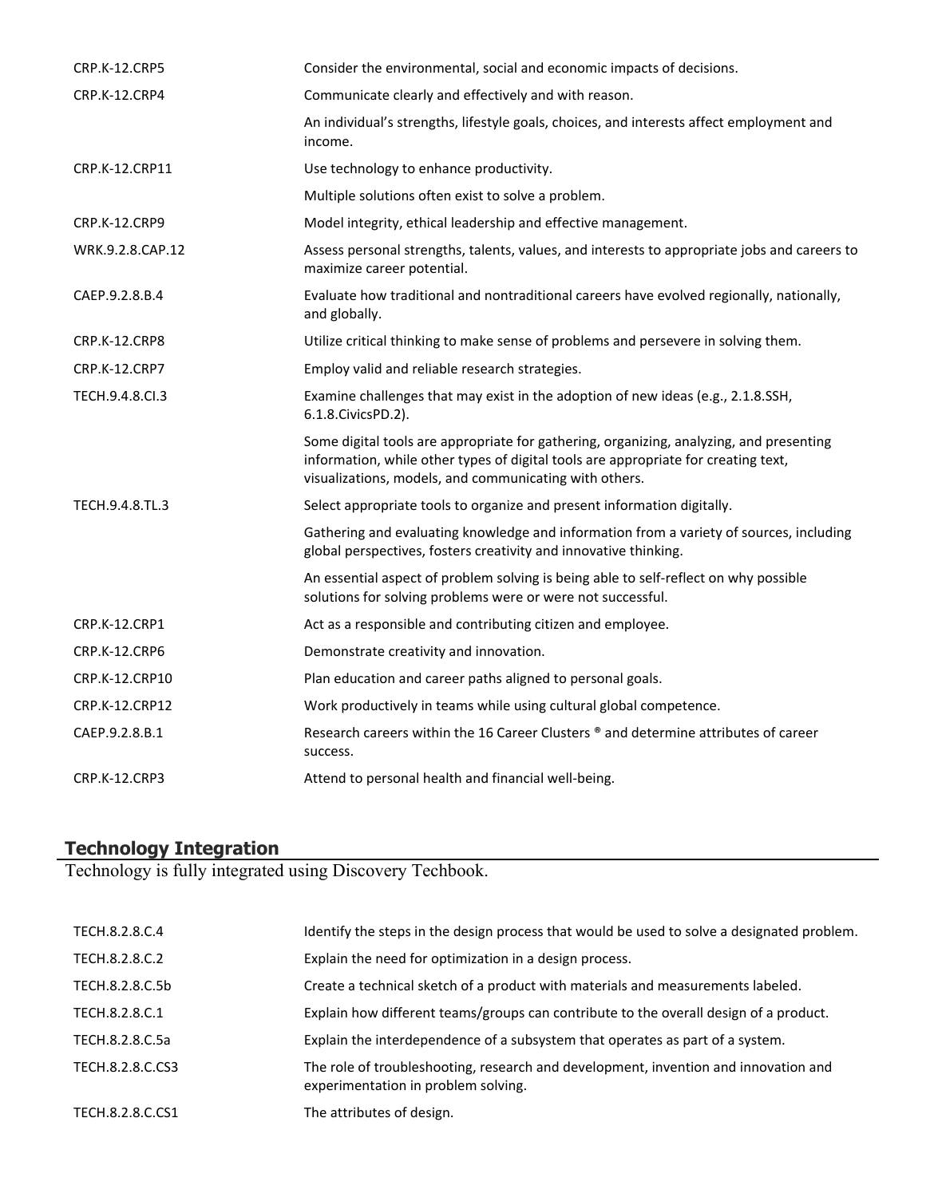| | |
|---|---|
| CRP.K-12.CRP5 | Consider the environmental, social and economic impacts of decisions. |
| CRP.K-12.CRP4 | Communicate clearly and effectively and with reason. |
| | An individual's strengths, lifestyle goals, choices, and interests affect employment and income. |
| CRP.K-12.CRP11 | Use technology to enhance productivity. |
| | Multiple solutions often exist to solve a problem. |
| CRP.K-12.CRP9 | Model integrity, ethical leadership and effective management. |
| WRK.9.2.8.CAP.12 | Assess personal strengths, talents, values, and interests to appropriate jobs and careers to maximize career potential. |
| CAEP.9.2.8.B.4 | Evaluate how traditional and nontraditional careers have evolved regionally, nationally, and globally. |
| CRP.K-12.CRP8 | Utilize critical thinking to make sense of problems and persevere in solving them. |
| CRP.K-12.CRP7 | Employ valid and reliable research strategies. |
| TECH.9.4.8.CI.3 | Examine challenges that may exist in the adoption of new ideas (e.g., 2.1.8.SSH, 6.1.8.CivicsPD.2). |
| | Some digital tools are appropriate for gathering, organizing, analyzing, and presenting information, while other types of digital tools are appropriate for creating text, visualizations, models, and communicating with others. |
| TECH.9.4.8.TL.3 | Select appropriate tools to organize and present information digitally. |
| | Gathering and evaluating knowledge and information from a variety of sources, including global perspectives, fosters creativity and innovative thinking. |
| | An essential aspect of problem solving is being able to self-reflect on why possible solutions for solving problems were or were not successful. |
| CRP.K-12.CRP1 | Act as a responsible and contributing citizen and employee. |
| CRP.K-12.CRP6 | Demonstrate creativity and innovation. |
| CRP.K-12.CRP10 | Plan education and career paths aligned to personal goals. |
| CRP.K-12.CRP12 | Work productively in teams while using cultural global competence. |
| CAEP.9.2.8.B.1 | Research careers within the 16 Career Clusters ® and determine attributes of career success. |
| CRP.K-12.CRP3 | Attend to personal health and financial well-being. |

## Technology Integration

Technology is fully integrated using Discovery Techbook.

| | |
|---|---|
| TECH.8.2.8.C.4 | Identify the steps in the design process that would be used to solve a designated problem. |
| TECH.8.2.8.C.2 | Explain the need for optimization in a design process. |
| TECH.8.2.8.C.5b | Create a technical sketch of a product with materials and measurements labeled. |
| TECH.8.2.8.C.1 | Explain how different teams/groups can contribute to the overall design of a product. |
| TECH.8.2.8.C.5a | Explain the interdependence of a subsystem that operates as part of a system. |
| TECH.8.2.8.C.CS3 | The role of troubleshooting, research and development, invention and innovation and experimentation in problem solving. |
| TECH.8.2.8.C.CS1 | The attributes of design. |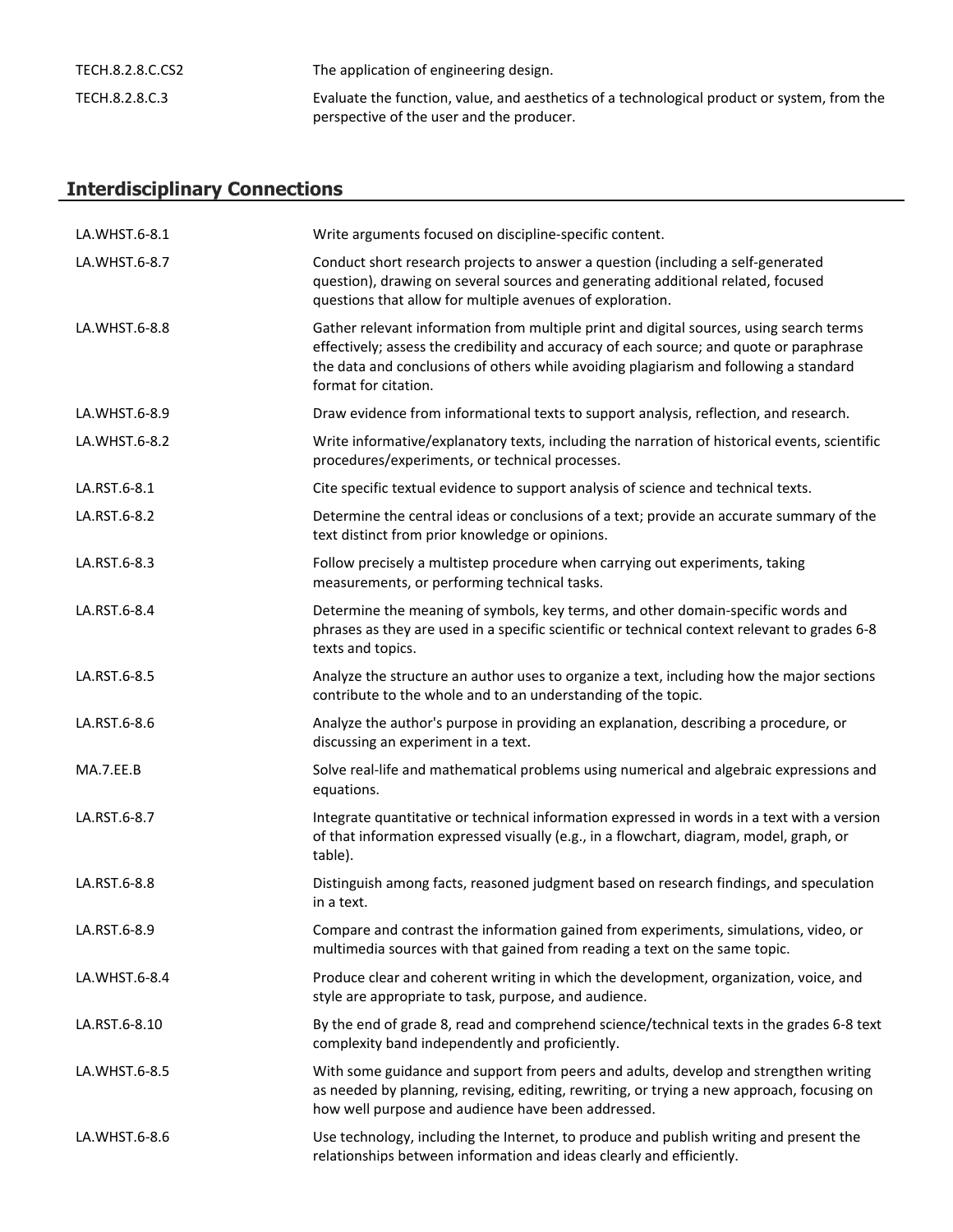| | |
|---|---|
| TECH.8.2.8.C.CS2 | The application of engineering design. |
| TECH.8.2.8.C.3 | Evaluate the function, value, and aesthetics of a technological product or system, from the perspective of the user and the producer. |

## Interdisciplinary Connections

| | |
|---|---|
| LA.WHST.6-8.1 | Write arguments focused on discipline-specific content. |
| LA.WHST.6-8.7 | Conduct short research projects to answer a question (including a self-generated question), drawing on several sources and generating additional related, focused questions that allow for multiple avenues of exploration. |
| LA.WHST.6-8.8 | Gather relevant information from multiple print and digital sources, using search terms effectively; assess the credibility and accuracy of each source; and quote or paraphrase the data and conclusions of others while avoiding plagiarism and following a standard format for citation. |
| LA.WHST.6-8.9 | Draw evidence from informational texts to support analysis, reflection, and research. |
| LA.WHST.6-8.2 | Write informative/explanatory texts, including the narration of historical events, scientific procedures/experiments, or technical processes. |
| LA.RST.6-8.1 | Cite specific textual evidence to support analysis of science and technical texts. |
| LA.RST.6-8.2 | Determine the central ideas or conclusions of a text; provide an accurate summary of the text distinct from prior knowledge or opinions. |
| LA.RST.6-8.3 | Follow precisely a multistep procedure when carrying out experiments, taking measurements, or performing technical tasks. |
| LA.RST.6-8.4 | Determine the meaning of symbols, key terms, and other domain-specific words and phrases as they are used in a specific scientific or technical context relevant to grades 6-8 texts and topics. |
| LA.RST.6-8.5 | Analyze the structure an author uses to organize a text, including how the major sections contribute to the whole and to an understanding of the topic. |
| LA.RST.6-8.6 | Analyze the author's purpose in providing an explanation, describing a procedure, or discussing an experiment in a text. |
| MA.7.EE.B | Solve real-life and mathematical problems using numerical and algebraic expressions and equations. |
| LA.RST.6-8.7 | Integrate quantitative or technical information expressed in words in a text with a version of that information expressed visually (e.g., in a flowchart, diagram, model, graph, or table). |
| LA.RST.6-8.8 | Distinguish among facts, reasoned judgment based on research findings, and speculation in a text. |
| LA.RST.6-8.9 | Compare and contrast the information gained from experiments, simulations, video, or multimedia sources with that gained from reading a text on the same topic. |
| LA.WHST.6-8.4 | Produce clear and coherent writing in which the development, organization, voice, and style are appropriate to task, purpose, and audience. |
| LA.RST.6-8.10 | By the end of grade 8, read and comprehend science/technical texts in the grades 6-8 text complexity band independently and proficiently. |
| LA.WHST.6-8.5 | With some guidance and support from peers and adults, develop and strengthen writing as needed by planning, revising, editing, rewriting, or trying a new approach, focusing on how well purpose and audience have been addressed. |
| LA.WHST.6-8.6 | Use technology, including the Internet, to produce and publish writing and present the relationships between information and ideas clearly and efficiently. |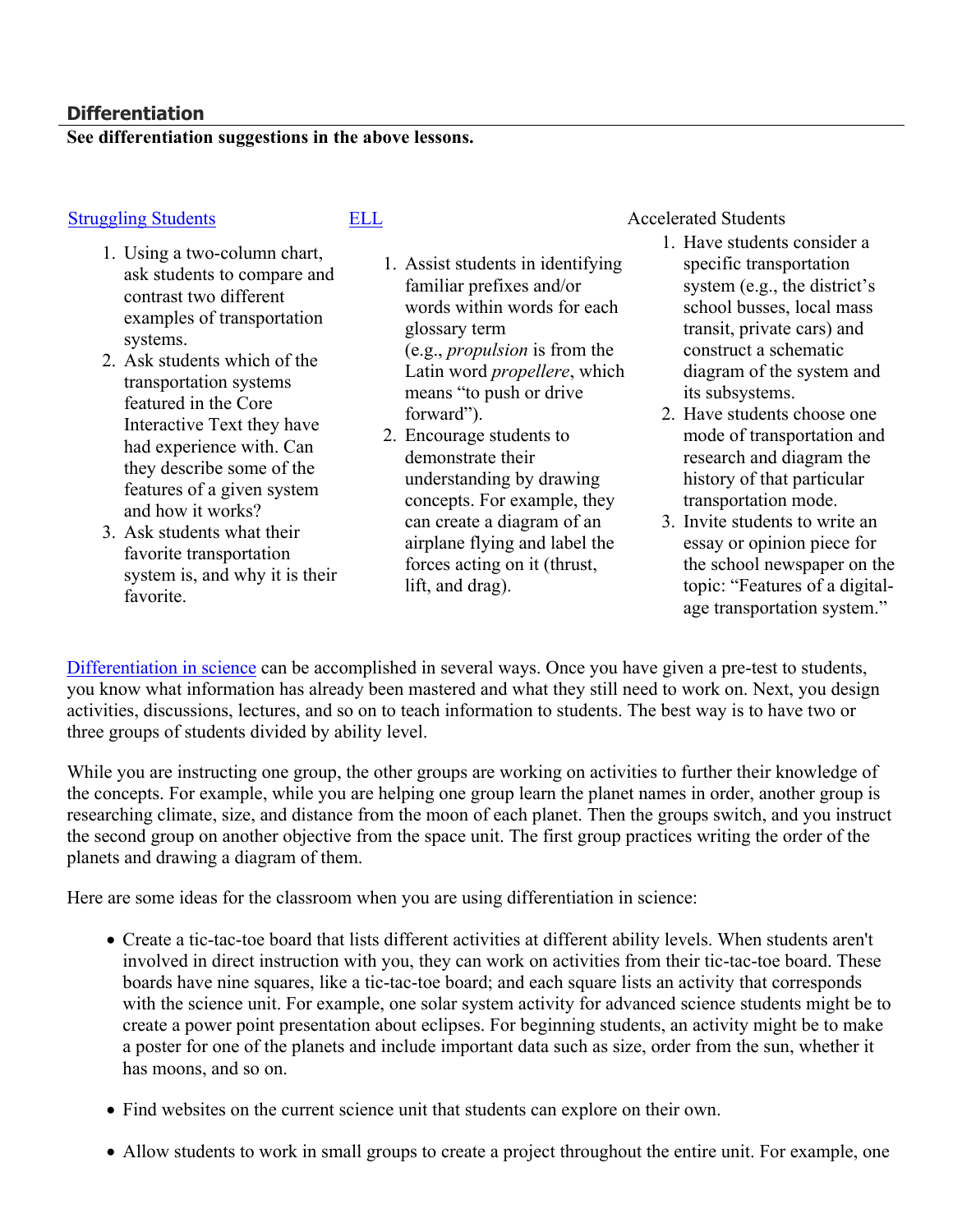## Differentiation

**See differentiation suggestions in the above lessons.**

[Struggling Students]

1. Using a two-column chart, ask students to compare and contrast two different examples of transportation systems.
2. Ask students which of the transportation systems featured in the Core Interactive Text they have had experience with. Can they describe some of the features of a given system and how it works?
3. Ask students what their favorite transportation system is, and why it is their favorite.

[ELL]

1. Assist students in identifying familiar prefixes and/or words within words for each glossary term (e.g., *propulsion* is from the Latin word *propellere*, which means "to push or drive forward").
2. Encourage students to demonstrate their understanding by drawing concepts. For example, they can create a diagram of an airplane flying and label the forces acting on it (thrust, lift, and drag).

Accelerated Students

1. Have students consider a specific transportation system (e.g., the district's school busses, local mass transit, private cars) and construct a schematic diagram of the system and its subsystems.
2. Have students choose one mode of transportation and research and diagram the history of that particular transportation mode.
3. Invite students to write an essay or opinion piece for the school newspaper on the topic: "Features of a digital-age transportation system."

[Differentiation in science] can be accomplished in several ways. Once you have given a pre-test to students, you know what information has already been mastered and what they still need to work on. Next, you design activities, discussions, lectures, and so on to teach information to students. The best way is to have two or three groups of students divided by ability level.

While you are instructing one group, the other groups are working on activities to further their knowledge of the concepts. For example, while you are helping one group learn the planet names in order, another group is researching climate, size, and distance from the moon of each planet. Then the groups switch, and you instruct the second group on another objective from the space unit. The first group practices writing the order of the planets and drawing a diagram of them.

Here are some ideas for the classroom when you are using differentiation in science:

- Create a tic-tac-toe board that lists different activities at different ability levels. When students aren't involved in direct instruction with you, they can work on activities from their tic-tac-toe board. These boards have nine squares, like a tic-tac-toe board; and each square lists an activity that corresponds with the science unit. For example, one solar system activity for advanced science students might be to create a power point presentation about eclipses. For beginning students, an activity might be to make a poster for one of the planets and include important data such as size, order from the sun, whether it has moons, and so on.
- Find websites on the current science unit that students can explore on their own.
- Allow students to work in small groups to create a project throughout the entire unit. For example, one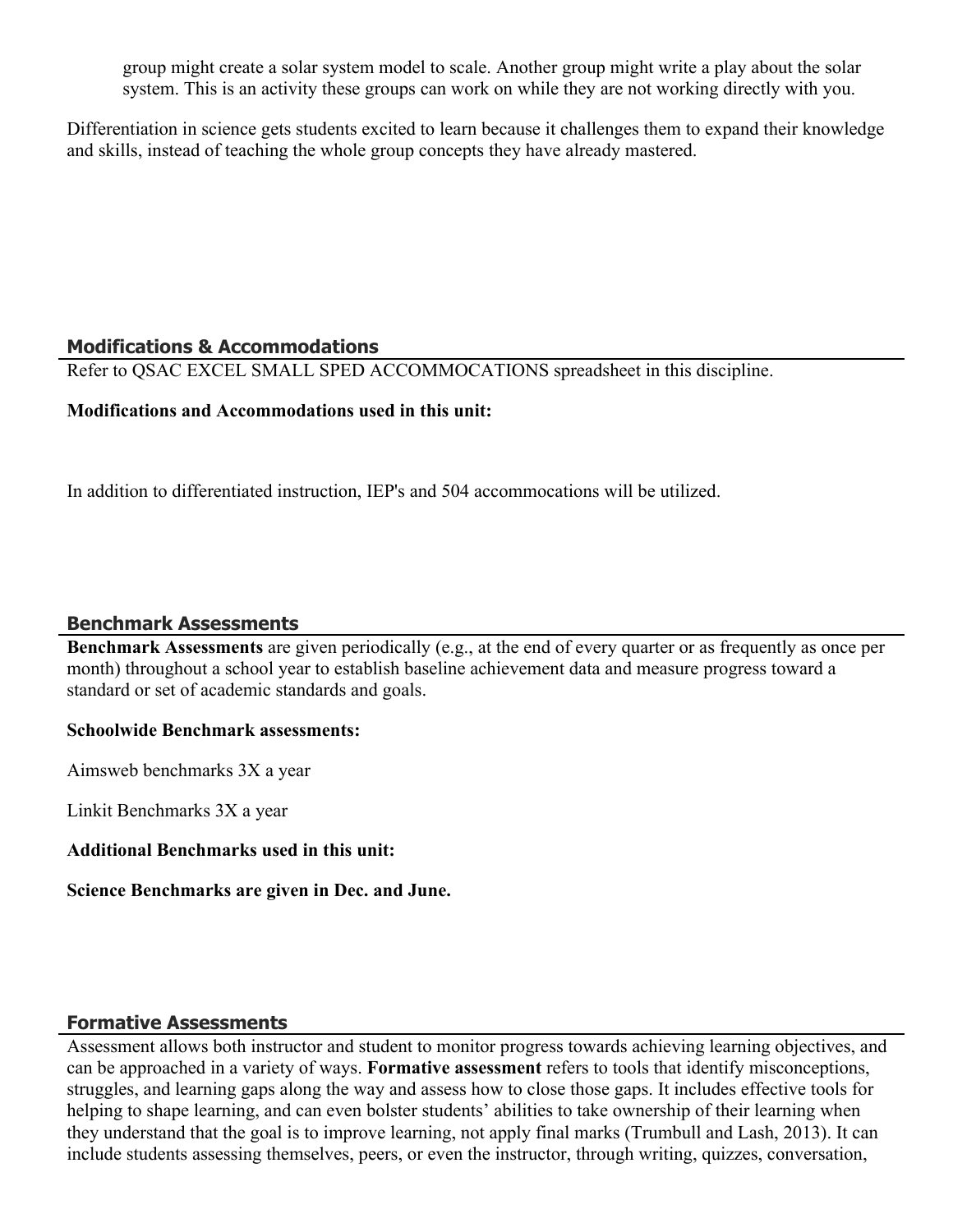group might create a solar system model to scale. Another group might write a play about the solar system. This is an activity these groups can work on while they are not working directly with you.

Differentiation in science gets students excited to learn because it challenges them to expand their knowledge and skills, instead of teaching the whole group concepts they have already mastered.

## Modifications & Accommodations

Refer to QSAC EXCEL SMALL SPED ACCOMMOCATIONS spreadsheet in this discipline.

**Modifications and Accommodations used in this unit:**

In addition to differentiated instruction, IEP's and 504 accommocations will be utilized.

## Benchmark Assessments

**Benchmark Assessments** are given periodically (e.g., at the end of every quarter or as frequently as once per month) throughout a school year to establish baseline achievement data and measure progress toward a standard or set of academic standards and goals.

**Schoolwide Benchmark assessments:**

Aimsweb benchmarks 3X a year

Linkit Benchmarks 3X a year

**Additional Benchmarks used in this unit:**

**Science Benchmarks are given in Dec. and June.**

## Formative Assessments

Assessment allows both instructor and student to monitor progress towards achieving learning objectives, and can be approached in a variety of ways. **Formative assessment** refers to tools that identify misconceptions, struggles, and learning gaps along the way and assess how to close those gaps. It includes effective tools for helping to shape learning, and can even bolster students' abilities to take ownership of their learning when they understand that the goal is to improve learning, not apply final marks (Trumbull and Lash, 2013). It can include students assessing themselves, peers, or even the instructor, through writing, quizzes, conversation,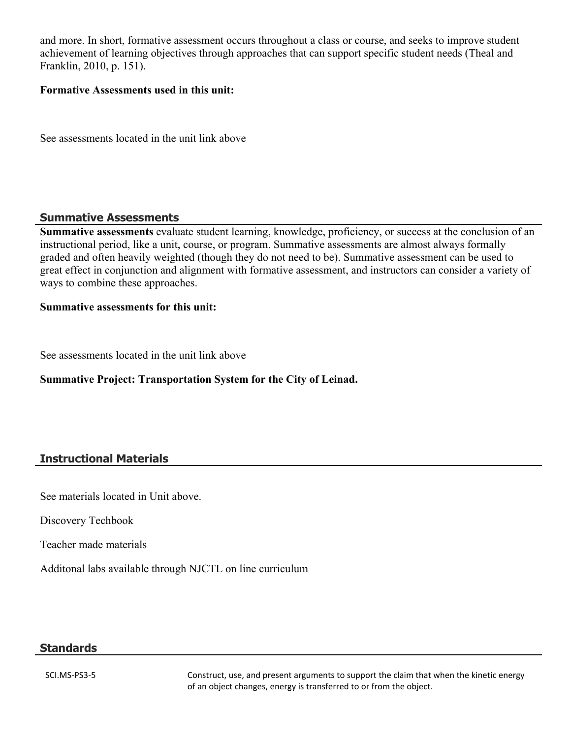and more. In short, formative assessment occurs throughout a class or course, and seeks to improve student achievement of learning objectives through approaches that can support specific student needs (Theal and Franklin, 2010, p. 151).

**Formative Assessments used in this unit:**

See assessments located in the unit link above

## Summative Assessments

**Summative assessments** evaluate student learning, knowledge, proficiency, or success at the conclusion of an instructional period, like a unit, course, or program. Summative assessments are almost always formally graded and often heavily weighted (though they do not need to be). Summative assessment can be used to great effect in conjunction and alignment with formative assessment, and instructors can consider a variety of ways to combine these approaches.

**Summative assessments for this unit:**

See assessments located in the unit link above

**Summative Project: Transportation System for the City of Leinad.**

## Instructional Materials

See materials located in Unit above.

Discovery Techbook

Teacher made materials

Additonal labs available through NJCTL on line curriculum

## Standards

| | |
|---|---|
| SCI.MS-PS3-5 | Construct, use, and present arguments to support the claim that when the kinetic energy of an object changes, energy is transferred to or from the object. |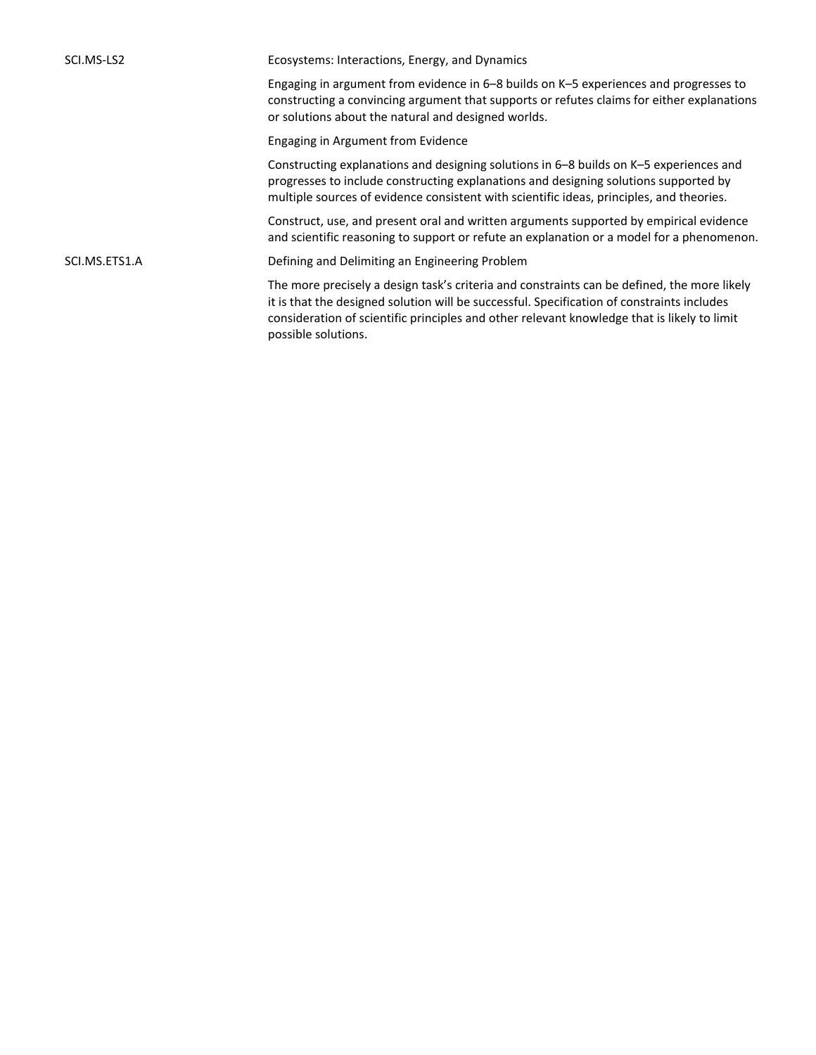| | |
|---|---|
| SCI.MS-LS2 | Ecosystems: Interactions, Energy, and Dynamics |
| | Engaging in argument from evidence in 6–8 builds on K–5 experiences and progresses to constructing a convincing argument that supports or refutes claims for either explanations or solutions about the natural and designed worlds. |
| | Engaging in Argument from Evidence |
| | Constructing explanations and designing solutions in 6–8 builds on K–5 experiences and progresses to include constructing explanations and designing solutions supported by multiple sources of evidence consistent with scientific ideas, principles, and theories. |
| | Construct, use, and present oral and written arguments supported by empirical evidence and scientific reasoning to support or refute an explanation or a model for a phenomenon. |
| SCI.MS.ETS1.A | Defining and Delimiting an Engineering Problem |
| | The more precisely a design task's criteria and constraints can be defined, the more likely it is that the designed solution will be successful. Specification of constraints includes consideration of scientific principles and other relevant knowledge that is likely to limit possible solutions. |